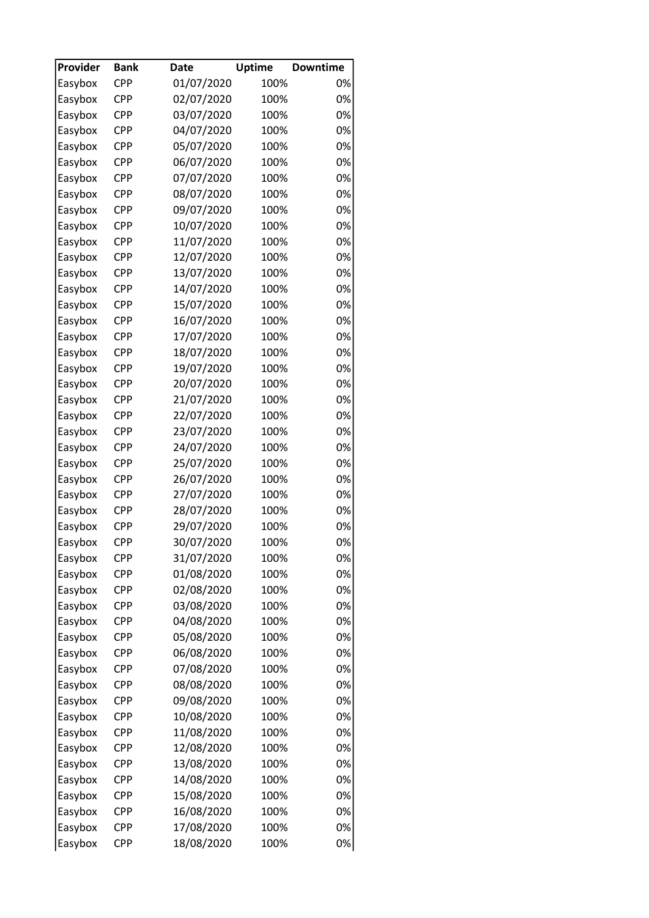| Provider | Bank | Date | Uptime | Downtime |
|---|---|---|---|---|
| Easybox | CPP | 01/07/2020 | 100% | 0% |
| Easybox | CPP | 02/07/2020 | 100% | 0% |
| Easybox | CPP | 03/07/2020 | 100% | 0% |
| Easybox | CPP | 04/07/2020 | 100% | 0% |
| Easybox | CPP | 05/07/2020 | 100% | 0% |
| Easybox | CPP | 06/07/2020 | 100% | 0% |
| Easybox | CPP | 07/07/2020 | 100% | 0% |
| Easybox | CPP | 08/07/2020 | 100% | 0% |
| Easybox | CPP | 09/07/2020 | 100% | 0% |
| Easybox | CPP | 10/07/2020 | 100% | 0% |
| Easybox | CPP | 11/07/2020 | 100% | 0% |
| Easybox | CPP | 12/07/2020 | 100% | 0% |
| Easybox | CPP | 13/07/2020 | 100% | 0% |
| Easybox | CPP | 14/07/2020 | 100% | 0% |
| Easybox | CPP | 15/07/2020 | 100% | 0% |
| Easybox | CPP | 16/07/2020 | 100% | 0% |
| Easybox | CPP | 17/07/2020 | 100% | 0% |
| Easybox | CPP | 18/07/2020 | 100% | 0% |
| Easybox | CPP | 19/07/2020 | 100% | 0% |
| Easybox | CPP | 20/07/2020 | 100% | 0% |
| Easybox | CPP | 21/07/2020 | 100% | 0% |
| Easybox | CPP | 22/07/2020 | 100% | 0% |
| Easybox | CPP | 23/07/2020 | 100% | 0% |
| Easybox | CPP | 24/07/2020 | 100% | 0% |
| Easybox | CPP | 25/07/2020 | 100% | 0% |
| Easybox | CPP | 26/07/2020 | 100% | 0% |
| Easybox | CPP | 27/07/2020 | 100% | 0% |
| Easybox | CPP | 28/07/2020 | 100% | 0% |
| Easybox | CPP | 29/07/2020 | 100% | 0% |
| Easybox | CPP | 30/07/2020 | 100% | 0% |
| Easybox | CPP | 31/07/2020 | 100% | 0% |
| Easybox | CPP | 01/08/2020 | 100% | 0% |
| Easybox | CPP | 02/08/2020 | 100% | 0% |
| Easybox | CPP | 03/08/2020 | 100% | 0% |
| Easybox | CPP | 04/08/2020 | 100% | 0% |
| Easybox | CPP | 05/08/2020 | 100% | 0% |
| Easybox | CPP | 06/08/2020 | 100% | 0% |
| Easybox | CPP | 07/08/2020 | 100% | 0% |
| Easybox | CPP | 08/08/2020 | 100% | 0% |
| Easybox | CPP | 09/08/2020 | 100% | 0% |
| Easybox | CPP | 10/08/2020 | 100% | 0% |
| Easybox | CPP | 11/08/2020 | 100% | 0% |
| Easybox | CPP | 12/08/2020 | 100% | 0% |
| Easybox | CPP | 13/08/2020 | 100% | 0% |
| Easybox | CPP | 14/08/2020 | 100% | 0% |
| Easybox | CPP | 15/08/2020 | 100% | 0% |
| Easybox | CPP | 16/08/2020 | 100% | 0% |
| Easybox | CPP | 17/08/2020 | 100% | 0% |
| Easybox | CPP | 18/08/2020 | 100% | 0% |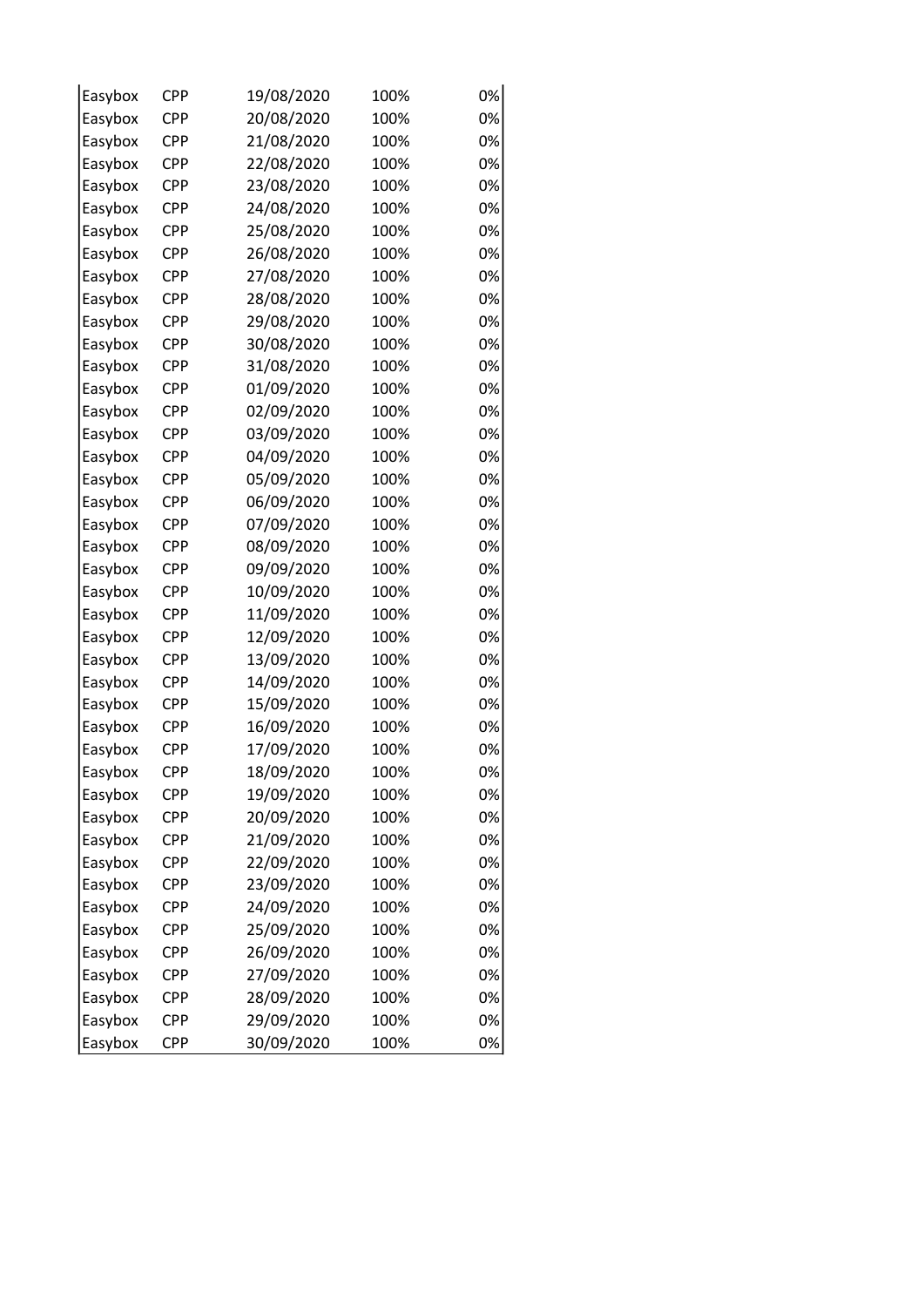| | | | | |
|---|---|---|---|---|
| Easybox | CPP | 19/08/2020 | 100% | 0% |
| Easybox | CPP | 20/08/2020 | 100% | 0% |
| Easybox | CPP | 21/08/2020 | 100% | 0% |
| Easybox | CPP | 22/08/2020 | 100% | 0% |
| Easybox | CPP | 23/08/2020 | 100% | 0% |
| Easybox | CPP | 24/08/2020 | 100% | 0% |
| Easybox | CPP | 25/08/2020 | 100% | 0% |
| Easybox | CPP | 26/08/2020 | 100% | 0% |
| Easybox | CPP | 27/08/2020 | 100% | 0% |
| Easybox | CPP | 28/08/2020 | 100% | 0% |
| Easybox | CPP | 29/08/2020 | 100% | 0% |
| Easybox | CPP | 30/08/2020 | 100% | 0% |
| Easybox | CPP | 31/08/2020 | 100% | 0% |
| Easybox | CPP | 01/09/2020 | 100% | 0% |
| Easybox | CPP | 02/09/2020 | 100% | 0% |
| Easybox | CPP | 03/09/2020 | 100% | 0% |
| Easybox | CPP | 04/09/2020 | 100% | 0% |
| Easybox | CPP | 05/09/2020 | 100% | 0% |
| Easybox | CPP | 06/09/2020 | 100% | 0% |
| Easybox | CPP | 07/09/2020 | 100% | 0% |
| Easybox | CPP | 08/09/2020 | 100% | 0% |
| Easybox | CPP | 09/09/2020 | 100% | 0% |
| Easybox | CPP | 10/09/2020 | 100% | 0% |
| Easybox | CPP | 11/09/2020 | 100% | 0% |
| Easybox | CPP | 12/09/2020 | 100% | 0% |
| Easybox | CPP | 13/09/2020 | 100% | 0% |
| Easybox | CPP | 14/09/2020 | 100% | 0% |
| Easybox | CPP | 15/09/2020 | 100% | 0% |
| Easybox | CPP | 16/09/2020 | 100% | 0% |
| Easybox | CPP | 17/09/2020 | 100% | 0% |
| Easybox | CPP | 18/09/2020 | 100% | 0% |
| Easybox | CPP | 19/09/2020 | 100% | 0% |
| Easybox | CPP | 20/09/2020 | 100% | 0% |
| Easybox | CPP | 21/09/2020 | 100% | 0% |
| Easybox | CPP | 22/09/2020 | 100% | 0% |
| Easybox | CPP | 23/09/2020 | 100% | 0% |
| Easybox | CPP | 24/09/2020 | 100% | 0% |
| Easybox | CPP | 25/09/2020 | 100% | 0% |
| Easybox | CPP | 26/09/2020 | 100% | 0% |
| Easybox | CPP | 27/09/2020 | 100% | 0% |
| Easybox | CPP | 28/09/2020 | 100% | 0% |
| Easybox | CPP | 29/09/2020 | 100% | 0% |
| Easybox | CPP | 30/09/2020 | 100% | 0% |